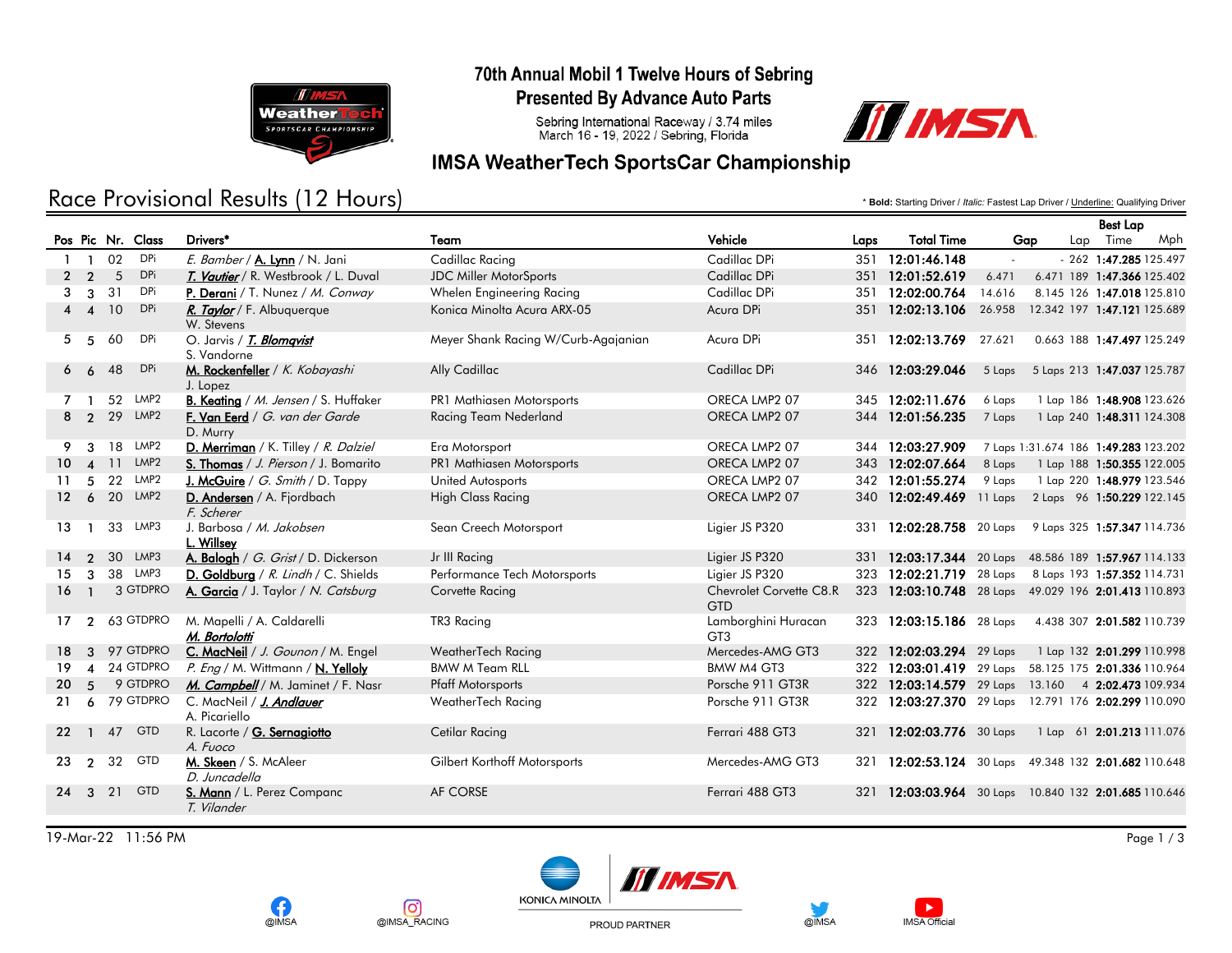# 70th Annual Mobil 1 Twelve Hours of Sebring

## Presented By Advance Auto Parts

Sebring International Raceway / 3.74 miles
March 16 - 19, 2022 / Sebring, Florida

## IMSA WeatherTech SportsCar Championship

## Race Provisional Results (12 Hours)

\* **Bold:** Starting Driver / *Italic:* Fastest Lap Driver / Underline: Qualifying Driver

| Pos | Pic | Nr. | Class | Drivers* | Team | Vehicle | Laps | Total Time | Gap | | Best Lap Lap | Time | Mph |
|---|---|---|---|---|---|---|---|---|---|---|---|---|---|
| 1 | 1 | 02 | DPi | *E. Bamber* / **A. Lynn** / N. Jani | Cadillac Racing | Cadillac DPi | 351 | 12:01:46.148 | - | - | 262 | 1:47.285 | 125.497 |
| 2 | 2 | 5 | DPi | ***T. Vautier*** / R. Westbrook / L. Duval | JDC Miller MotorSports | Cadillac DPi | 351 | 12:01:52.619 | 6.471 | 6.471 | 189 | 1:47.366 | 125.402 |
| 3 | 3 | 31 | DPi | **P. Derani** / T. Nunez / *M. Conway* | Whelen Engineering Racing | Cadillac DPi | 351 | 12:02:00.764 | 14.616 | 8.145 | 126 | 1:47.018 | 125.810 |
| 4 | 4 | 10 | DPi | ***R. Taylor*** / F. Albuquerque W. Stevens | Konica Minolta Acura ARX-05 | Acura DPi | 351 | 12:02:13.106 | 26.958 | 12.342 | 197 | 1:47.121 | 125.689 |
| 5 | 5 | 60 | DPi | O. Jarvis / ***T. Blomqvist*** S. Vandorne | Meyer Shank Racing W/Curb-Agajanian | Acura DPi | 351 | 12:02:13.769 | 27.621 | 0.663 | 188 | 1:47.497 | 125.249 |
| 6 | 6 | 48 | DPi | **M. Rockenfeller** / *K. Kobayashi* J. Lopez | Ally Cadillac | Cadillac DPi | 346 | 12:03:29.046 | 5 Laps | 5 Laps | 213 | 1:47.037 | 125.787 |
| 7 | 1 | 52 | LMP2 | **B. Keating** / *M. Jensen* / S. Huffaker | PR1 Mathiasen Motorsports | ORECA LMP2 07 | 345 | 12:02:11.676 | 6 Laps | 1 Lap | 186 | 1:48.908 | 123.626 |
| 8 | 2 | 29 | LMP2 | **F. Van Eerd** / *G. van der Garde* D. Murry | Racing Team Nederland | ORECA LMP2 07 | 344 | 12:01:56.235 | 7 Laps | 1 Lap | 240 | 1:48.311 | 124.308 |
| 9 | 3 | 18 | LMP2 | **D. Merriman** / K. Tilley / *R. Dalziel* | Era Motorsport | ORECA LMP2 07 | 344 | 12:03:27.909 | 7 Laps | 1:31.674 | 186 | 1:49.283 | 123.202 |
| 10 | 4 | 11 | LMP2 | **S. Thomas** / *J. Pierson* / J. Bomarito | PR1 Mathiasen Motorsports | ORECA LMP2 07 | 343 | 12:02:07.664 | 8 Laps | 1 Lap | 188 | 1:50.355 | 122.005 |
| 11 | 5 | 22 | LMP2 | **J. McGuire** / *G. Smith* / D. Tappy | United Autosports | ORECA LMP2 07 | 342 | 12:01:55.274 | 9 Laps | 1 Lap | 220 | 1:48.979 | 123.546 |
| 12 | 6 | 20 | LMP2 | **D. Andersen** / A. Fjordbach *F. Scherer* | High Class Racing | ORECA LMP2 07 | 340 | 12:02:49.469 | 11 Laps | 2 Laps | 96 | 1:50.229 | 122.145 |
| 13 | 1 | 33 | LMP3 | J. Barbosa / *M. Jakobsen* **L. Willsey** | Sean Creech Motorsport | Ligier JS P320 | 331 | 12:02:28.758 | 20 Laps | 9 Laps | 325 | 1:57.347 | 114.736 |
| 14 | 2 | 30 | LMP3 | **A. Balogh** / *G. Grist* / D. Dickerson | Jr III Racing | Ligier JS P320 | 331 | 12:03:17.344 | 20 Laps | 48.586 | 189 | 1:57.967 | 114.133 |
| 15 | 3 | 38 | LMP3 | **D. Goldburg** / *R. Lindh* / C. Shields | Performance Tech Motorsports | Ligier JS P320 | 323 | 12:02:21.719 | 28 Laps | 8 Laps | 193 | 1:57.352 | 114.731 |
| 16 | 1 | 3 | GTDPRO | **A. Garcia** / J. Taylor / *N. Catsburg* | Corvette Racing | Chevrolet Corvette C8.R GTD | 323 | 12:03:10.748 | 28 Laps | 49.029 | 196 | 2:01.413 | 110.893 |
| 17 | 2 | 63 | GTDPRO | M. Mapelli / A. Caldarelli ***M. Bortolotti*** | TR3 Racing | Lamborghini Huracan GT3 | 323 | 12:03:15.186 | 28 Laps | 4.438 | 307 | 2:01.582 | 110.739 |
| 18 | 3 | 97 | GTDPRO | **C. MacNeil** / *J. Gounon* / M. Engel | WeatherTech Racing | Mercedes-AMG GT3 | 322 | 12:02:03.294 | 29 Laps | 1 Lap | 132 | 2:01.299 | 110.998 |
| 19 | 4 | 24 | GTDPRO | *P. Eng* / M. Wittmann / **N. Yelloly** | BMW M Team RLL | BMW M4 GT3 | 322 | 12:03:01.419 | 29 Laps | 58.125 | 175 | 2:01.336 | 110.964 |
| 20 | 5 | 9 | GTDPRO | ***M. Campbell*** / M. Jaminet / F. Nasr | Pfaff Motorsports | Porsche 911 GT3R | 322 | 12:03:14.579 | 29 Laps | 13.160 | 4 | 2:02.473 | 109.934 |
| 21 | 6 | 79 | GTDPRO | C. MacNeil / ***J. Andlauer*** A. Picariello | WeatherTech Racing | Porsche 911 GT3R | 322 | 12:03:27.370 | 29 Laps | 12.791 | 176 | 2:02.299 | 110.090 |
| 22 | 1 | 47 | GTD | R. Lacorte / **G. Sernagiotto** *A. Fuoco* | Cetilar Racing | Ferrari 488 GT3 | 321 | 12:02:03.776 | 30 Laps | 1 Lap | 61 | 2:01.213 | 111.076 |
| 23 | 2 | 32 | GTD | **M. Skeen** / S. McAleer *D. Juncadella* | Gilbert Korthoff Motorsports | Mercedes-AMG GT3 | 321 | 12:02:53.124 | 30 Laps | 49.348 | 132 | 2:01.682 | 110.648 |
| 24 | 3 | 21 | GTD | **S. Mann** / L. Perez Companc *T. Vilander* | AF CORSE | Ferrari 488 GT3 | 321 | 12:03:03.964 | 30 Laps | 10.840 | 132 | 2:01.685 | 110.646 |

19-Mar-22 11:56 PM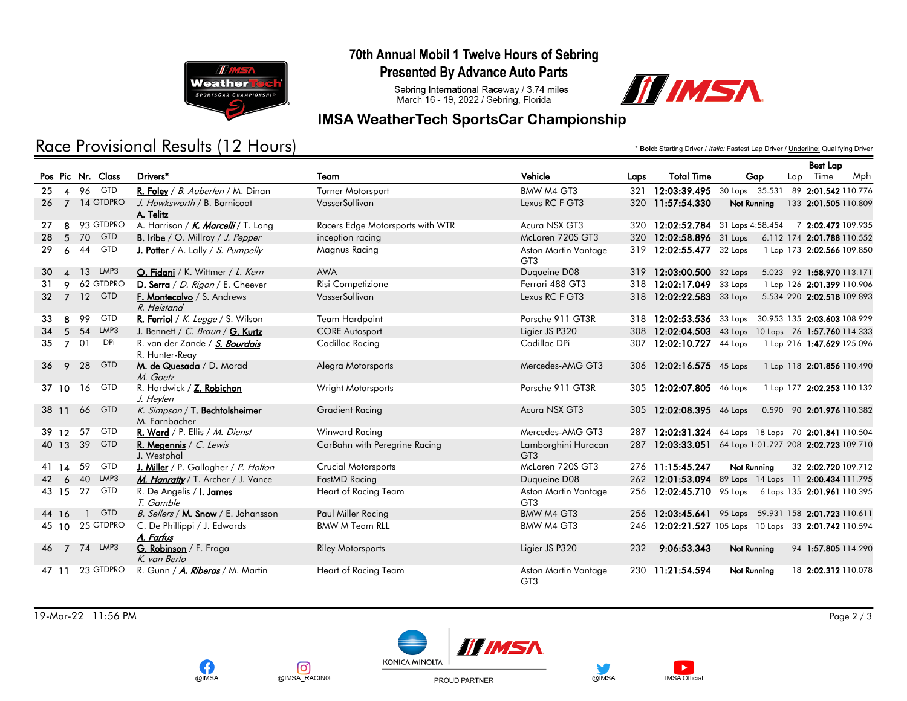# 70th Annual Mobil 1 Twelve Hours of Sebring

## Presented By Advance Auto Parts

Sebring International Raceway / 3.74 miles
March 16 - 19, 2022 / Sebring, Florida

## IMSA WeatherTech SportsCar Championship

# Race Provisional Results (12 Hours)

\* **Bold:** Starting Driver / *Italic:* Fastest Lap Driver / Underline: Qualifying Driver

| Pos | Pic | Nr. | Class | Drivers* | Team | Vehicle | Laps | Total Time | Gap | | Best Lap Lap | Time | Mph |
|---|---|---|---|---|---|---|---|---|---|---|---|---|---|
| 25 | 4 | 96 | GTD | **R. Foley** / *B. Auberlen* / M. Dinan | Turner Motorsport | BMW M4 GT3 | 321 | **12:03:39.495** | 30 Laps | 35.531 | 89 | **2:01.542** | 110.776 |
| 26 | 7 | 14 | GTDPRO | *J. Hawksworth* / B. Barnicoat / A. Telitz | VasserSullivan | Lexus RC F GT3 | 320 | **11:57:54.330** | Not Running | | 133 | **2:01.505** | 110.809 |
| 27 | 8 | 93 | GTDPRO | A. Harrison / ***K. Marcelli*** / T. Long | Racers Edge Motorsports with WTR | Acura NSX GT3 | 320 | **12:02:52.784** | 31 Laps | 4:58.454 | 7 | **2:02.472** | 109.935 |
| 28 | 5 | 70 | GTD | **B. Iribe** / O. Millroy / *J. Pepper* | inception racing | McLaren 720S GT3 | 320 | **12:02:58.896** | 31 Laps | 6.112 | 174 | **2:01.788** | 110.552 |
| 29 | 6 | 44 | GTD | **J. Potter** / A. Lally / *S. Pumpelly* | Magnus Racing | Aston Martin Vantage GT3 | 319 | **12:02:55.477** | 32 Laps | 1 Lap | 173 | **2:02.566** | 109.850 |
| 30 | 4 | 13 | LMP3 | **O. Fidani** / K. Wittmer / *L. Kern* | AWA | Duqueine D08 | 319 | **12:03:00.500** | 32 Laps | 5.023 | 92 | **1:58.970** | 113.171 |
| 31 | 9 | 62 | GTDPRO | **D. Serra** / *D. Rigon* / E. Cheever | Risi Competizione | Ferrari 488 GT3 | 318 | **12:02:17.049** | 33 Laps | 1 Lap | 126 | **2:01.399** | 110.906 |
| 32 | 7 | 12 | GTD | **F. Montecalvo** / S. Andrews / *R. Heistand* | VasserSullivan | Lexus RC F GT3 | 318 | **12:02:22.583** | 33 Laps | 5.534 | 220 | **2:02.518** | 109.893 |
| 33 | 8 | 99 | GTD | **R. Ferriol** / *K. Legge* / S. Wilson | Team Hardpoint | Porsche 911 GT3R | 318 | **12:02:53.536** | 33 Laps | 30.953 | 135 | **2:03.603** | 108.929 |
| 34 | 5 | 54 | LMP3 | J. Bennett / *C. Braun* / **G. Kurtz** | CORE Autosport | Ligier JS P320 | 308 | **12:02:04.503** | 43 Laps | 10 Laps | 76 | **1:57.760** | 114.333 |
| 35 | 7 | 01 | DPi | R. van der Zande / ***S. Bourdais*** / R. Hunter-Reay | Cadillac Racing | Cadillac DPi | 307 | **12:02:10.727** | 44 Laps | 1 Lap | 216 | **1:47.629** | 125.096 |
| 36 | 9 | 28 | GTD | **M. de Quesada** / D. Morad / *M. Goetz* | Alegra Motorsports | Mercedes-AMG GT3 | 306 | **12:02:16.575** | 45 Laps | 1 Lap | 118 | **2:01.856** | 110.490 |
| 37 | 10 | 16 | GTD | R. Hardwick / **Z. Robichon** / *J. Heylen* | Wright Motorsports | Porsche 911 GT3R | 305 | **12:02:07.805** | 46 Laps | 1 Lap | 177 | **2:02.253** | 110.132 |
| 38 | 11 | 66 | GTD | *K. Simpson* / **T. Bechtolsheimer** / M. Farnbacher | Gradient Racing | Acura NSX GT3 | 305 | **12:02:08.395** | 46 Laps | 0.590 | 90 | **2:01.976** | 110.382 |
| 39 | 12 | 57 | GTD | **R. Ward** / P. Ellis / *M. Dienst* | Winward Racing | Mercedes-AMG GT3 | 287 | **12:02:31.324** | 64 Laps | 18 Laps | 70 | **2:01.841** | 110.504 |
| 40 | 13 | 39 | GTD | **R. Megennis** / *C. Lewis* / J. Westphal | CarBahn with Peregrine Racing | Lamborghini Huracan GT3 | 287 | **12:03:33.051** | 64 Laps | 1:01.727 | 208 | **2:02.723** | 109.710 |
| 41 | 14 | 59 | GTD | **J. Miller** / P. Gallagher / *P. Holton* | Crucial Motorsports | McLaren 720S GT3 | 276 | **11:15:45.247** | Not Running | | 32 | **2:02.720** | 109.712 |
| 42 | 6 | 40 | LMP3 | ***M. Hanratty*** / T. Archer / J. Vance | FastMD Racing | Duqueine D08 | 262 | **12:01:53.094** | 89 Laps | 14 Laps | 11 | **2:00.434** | 111.795 |
| 43 | 15 | 27 | GTD | R. De Angelis / **I. James** / *T. Gamble* | Heart of Racing Team | Aston Martin Vantage GT3 | 256 | **12:02:45.710** | 95 Laps | 6 Laps | 135 | **2:01.961** | 110.395 |
| 44 | 16 | 1 | GTD | *B. Sellers* / **M. Snow** / E. Johansson | Paul Miller Racing | BMW M4 GT3 | 256 | **12:03:45.641** | 95 Laps | 59.931 | 158 | **2:01.723** | 110.611 |
| 45 | 10 | 25 | GTDPRO | C. De Phillippi / J. Edwards / ***A. Farfus*** | BMW M Team RLL | BMW M4 GT3 | 246 | **12:02:21.527** | 105 Laps | 10 Laps | 33 | **2:01.742** | 110.594 |
| 46 | 7 | 74 | LMP3 | **G. Robinson** / F. Fraga / *K. van Berlo* | Riley Motorsports | Ligier JS P320 | 232 | **9:06:53.343** | Not Running | | 94 | **1:57.805** | 114.290 |
| 47 | 11 | 23 | GTDPRO | R. Gunn / ***A. Riberas*** / M. Martin | Heart of Racing Team | Aston Martin Vantage GT3 | 230 | **11:21:54.594** | Not Running | | 18 | **2:02.312** | 110.078 |

19-Mar-22 11:56 PM

@IMSA @IMSA_RACING KONICA MINOLTA PROUD PARTNER @IMSA IMSA Official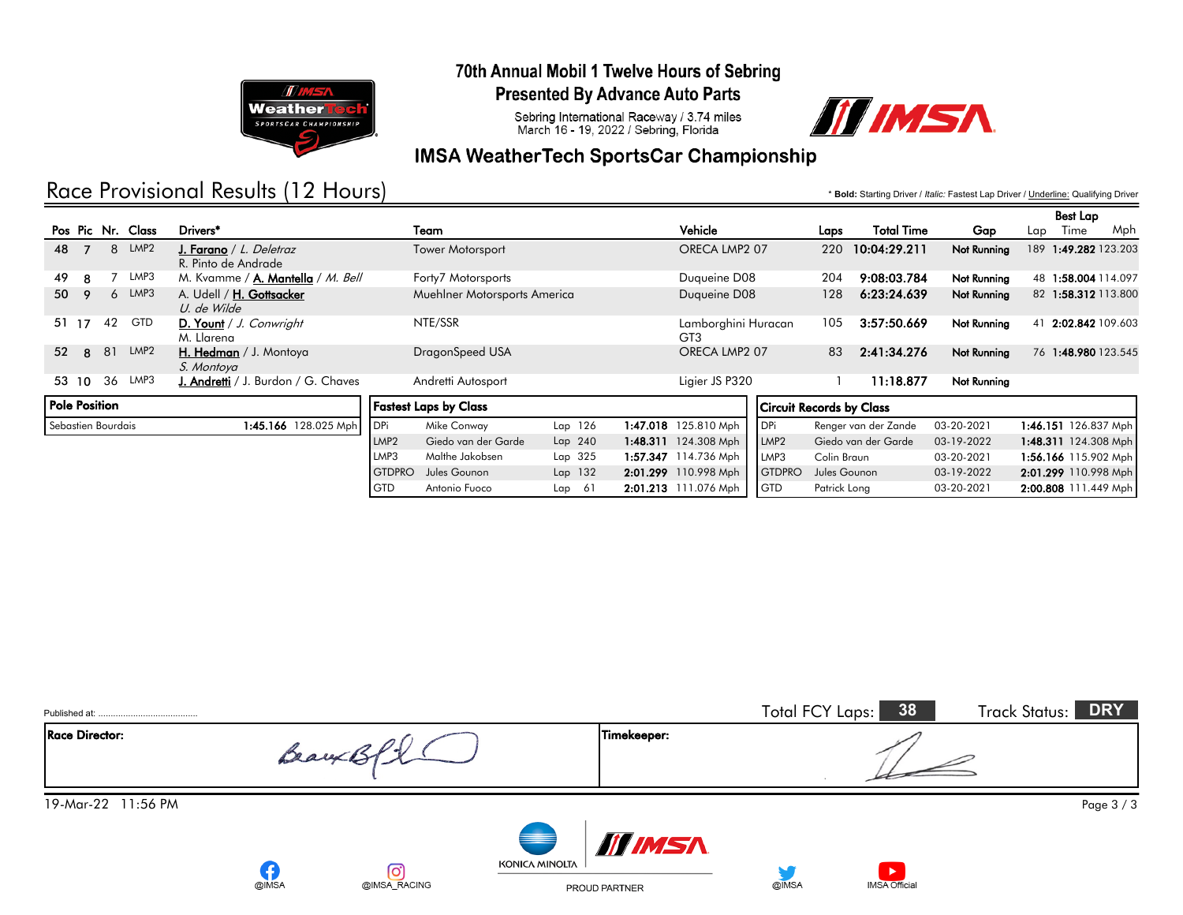# 70th Annual Mobil 1 Twelve Hours of Sebring

## Presented By Advance Auto Parts

Sebring International Raceway / 3.74 miles
March 16 - 19, 2022 / Sebring, Florida

## IMSA WeatherTech SportsCar Championship

## Race Provisional Results (12 Hours)

\* **Bold:** Starting Driver / *Italic:* Fastest Lap Driver / Underline: Qualifying Driver

| Pos | Pic | Nr. | Class | Drivers* | Team | Vehicle | Laps | Total Time | Gap | Best Lap Lap | Best Lap Time | Best Lap Mph |
|---|---|---|---|---|---|---|---|---|---|---|---|---|
| 48 | 7 | 8 | LMP2 | J. Farano / *L. Deletraz* R. Pinto de Andrade | Tower Motorsport | ORECA LMP2 07 | 220 | 10:04:29.211 | Not Running | 189 | 1:49.282 | 123.203 |
| 49 | 8 | 7 | LMP3 | M. Kvamme / A. Mantella / *M. Bell* | Forty7 Motorsports | Duqueine D08 | 204 | 9:08:03.784 | Not Running | 48 | 1:58.004 | 114.097 |
| 50 | 9 | 6 | LMP3 | A. Udell / H. Gottsacker *U. de Wilde* | Muehlner Motorsports America | Duqueine D08 | 128 | 6:23:24.639 | Not Running | 82 | 1:58.312 | 113.800 |
| 51 | 17 | 42 | GTD | D. Yount / *J. Conwright* M. Llarena | NTE/SSR | Lamborghini Huracan GT3 | 105 | 3:57:50.669 | Not Running | 41 | 2:02.842 | 109.603 |
| 52 | 8 | 81 | LMP2 | H. Hedman / J. Montoya *S. Montoya* | DragonSpeed USA | ORECA LMP2 07 | 83 | 2:41:34.276 | Not Running | 76 | 1:48.980 | 123.545 |
| 53 | 10 | 36 | LMP3 | J. Andretti / J. Burdon / G. Chaves | Andretti Autosport | Ligier JS P320 | 1 | 11:18.877 | Not Running | | | |

| Pole Position | | |
|---|---|---|
| Sebastien Bourdais | 1:45.166 | 128.025 Mph |

| Fastest Laps by Class | | | | |
|---|---|---|---|---|
| DPi | Mike Conway | Lap 126 | 1:47.018 | 125.810 Mph |
| LMP2 | Giedo van der Garde | Lap 240 | 1:48.311 | 124.308 Mph |
| LMP3 | Malthe Jakobsen | Lap 325 | 1:57.347 | 114.736 Mph |
| GTDPRO | Jules Gounon | Lap 132 | 2:01.299 | 110.998 Mph |
| GTD | Antonio Fuoco | Lap 61 | 2:01.213 | 111.076 Mph |

| Circuit Records by Class | | | | |
|---|---|---|---|---|
| DPi | Renger van der Zande | 03-20-2021 | 1:46.151 | 126.837 Mph |
| LMP2 | Giedo van der Garde | 03-19-2022 | 1:48.311 | 124.308 Mph |
| LMP3 | Colin Braun | 03-20-2021 | 1:56.166 | 115.902 Mph |
| GTDPRO | Jules Gounon | 03-19-2022 | 2:01.299 | 110.998 Mph |
| GTD | Patrick Long | 03-20-2021 | 2:00.808 | 111.449 Mph |

Published at: ........................................

Total FCY Laps: **38** Track Status: **DRY**

**Race Director:**

**Timekeeper:**

19-Mar-22 11:56 PM

@IMSA @IMSA_RACING KONICA MINOLTA PROUD PARTNER @IMSA IMSA Official